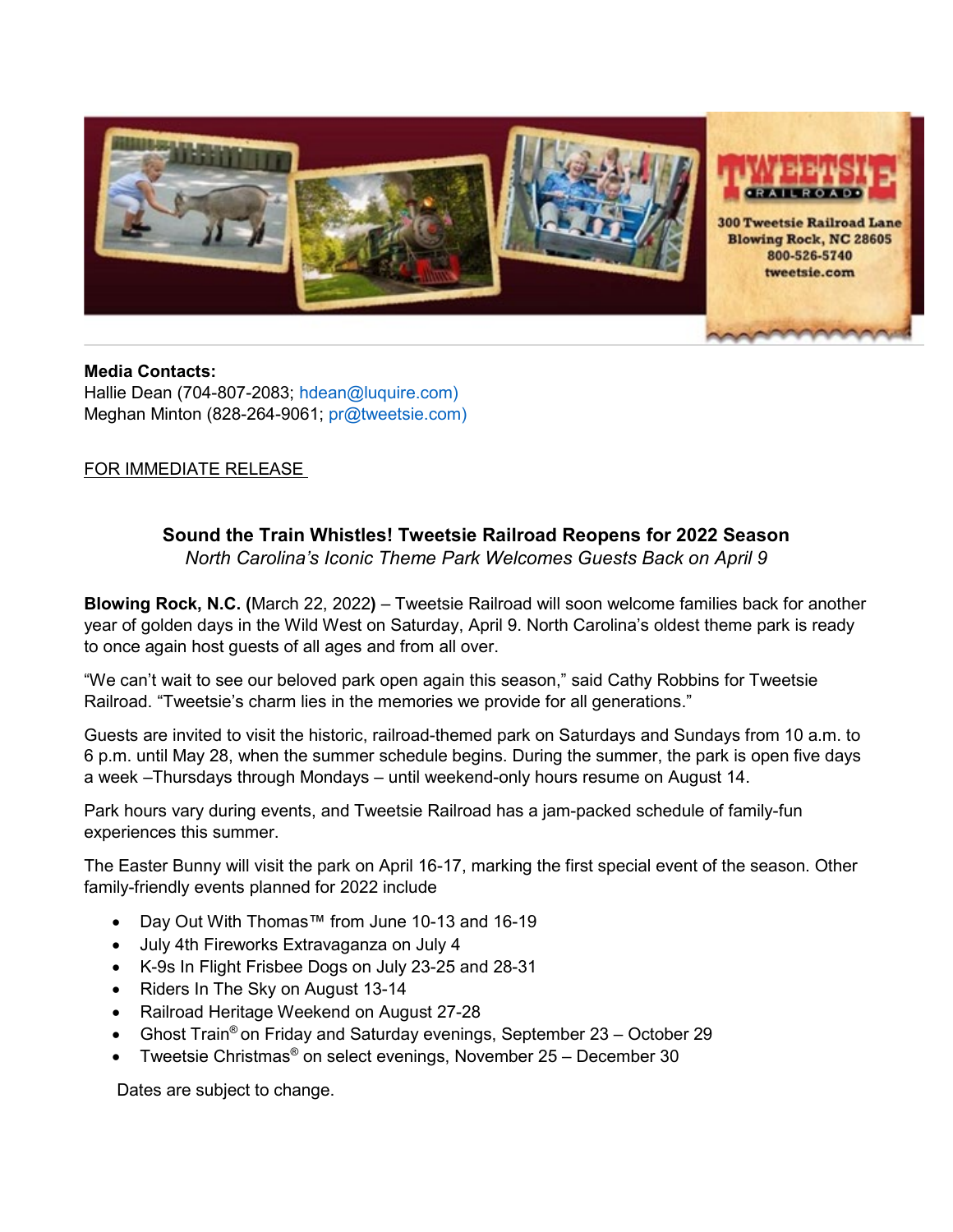TWEETSIE RAILROAD
300 Tweetsie Railroad Lane
Blowing Rock, NC 28605
800-526-5740
tweetsie.com

**Media Contacts:**
Hallie Dean (704-807-2083; hdean@luquire.com)
Meghan Minton (828-264-9061; pr@tweetsie.com)

FOR IMMEDIATE RELEASE

## Sound the Train Whistles! Tweetsie Railroad Reopens for 2022 Season

*North Carolina's Iconic Theme Park Welcomes Guests Back on April 9*

**Blowing Rock, N.C. (**March 22, 2022**)** – Tweetsie Railroad will soon welcome families back for another year of golden days in the Wild West on Saturday, April 9. North Carolina's oldest theme park is ready to once again host guests of all ages and from all over.

"We can't wait to see our beloved park open again this season," said Cathy Robbins for Tweetsie Railroad. "Tweetsie's charm lies in the memories we provide for all generations."

Guests are invited to visit the historic, railroad-themed park on Saturdays and Sundays from 10 a.m. to 6 p.m. until May 28, when the summer schedule begins. During the summer, the park is open five days a week –Thursdays through Mondays – until weekend-only hours resume on August 14.

Park hours vary during events, and Tweetsie Railroad has a jam-packed schedule of family-fun experiences this summer.

The Easter Bunny will visit the park on April 16-17, marking the first special event of the season. Other family-friendly events planned for 2022 include

- Day Out With Thomas™ from June 10-13 and 16-19
- July 4th Fireworks Extravaganza on July 4
- K-9s In Flight Frisbee Dogs on July 23-25 and 28-31
- Riders In The Sky on August 13-14
- Railroad Heritage Weekend on August 27-28
- Ghost Train® on Friday and Saturday evenings, September 23 – October 29
- Tweetsie Christmas® on select evenings, November 25 – December 30

Dates are subject to change.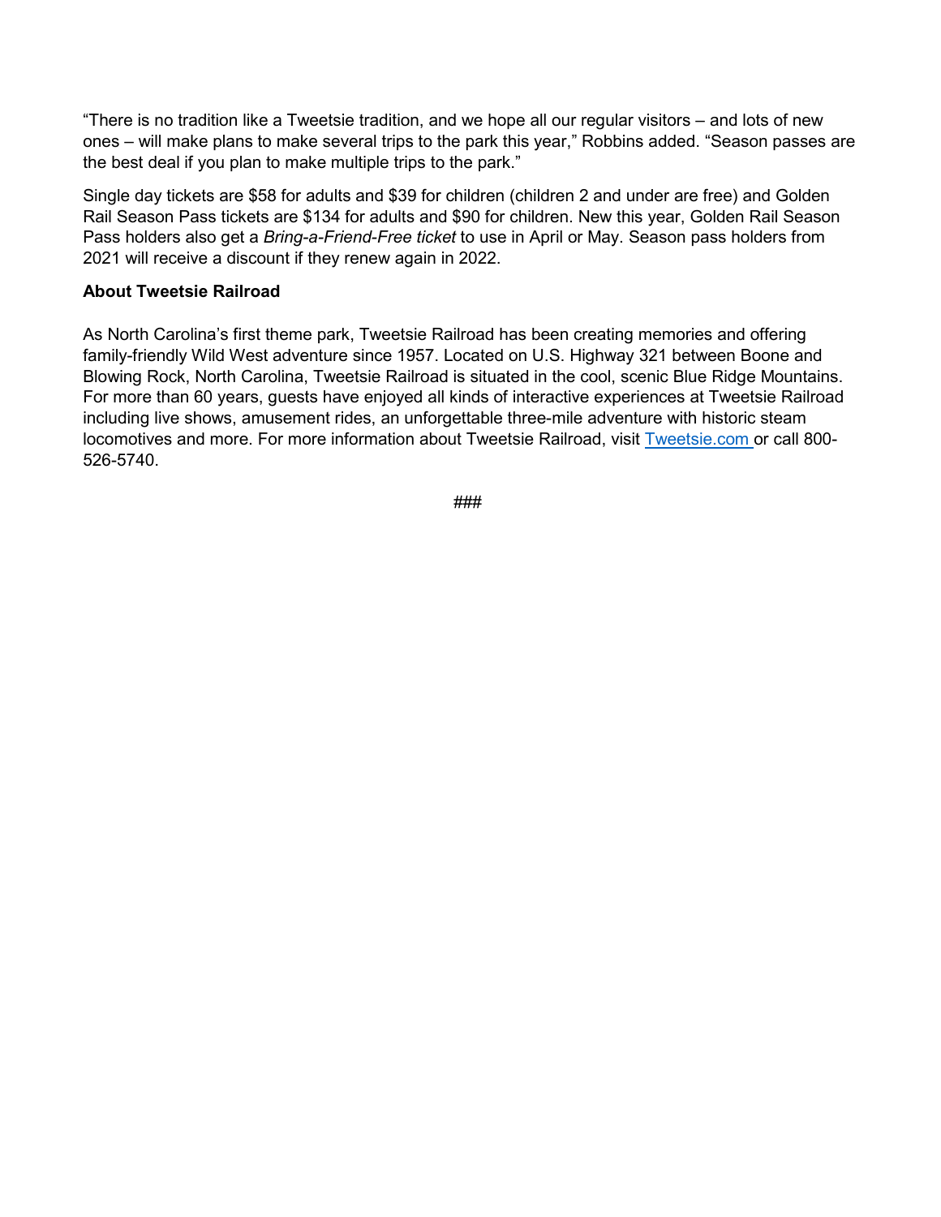"There is no tradition like a Tweetsie tradition, and we hope all our regular visitors – and lots of new ones – will make plans to make several trips to the park this year," Robbins added. "Season passes are the best deal if you plan to make multiple trips to the park."

Single day tickets are $58 for adults and $39 for children (children 2 and under are free) and Golden Rail Season Pass tickets are $134 for adults and $90 for children. New this year, Golden Rail Season Pass holders also get a *Bring-a-Friend-Free ticket* to use in April or May. Season pass holders from 2021 will receive a discount if they renew again in 2022.

**About Tweetsie Railroad**

As North Carolina's first theme park, Tweetsie Railroad has been creating memories and offering family-friendly Wild West adventure since 1957. Located on U.S. Highway 321 between Boone and Blowing Rock, North Carolina, Tweetsie Railroad is situated in the cool, scenic Blue Ridge Mountains. For more than 60 years, guests have enjoyed all kinds of interactive experiences at Tweetsie Railroad including live shows, amusement rides, an unforgettable three-mile adventure with historic steam locomotives and more. For more information about Tweetsie Railroad, visit [Tweetsie.com](Tweetsie.com) or call 800-526-5740.

###